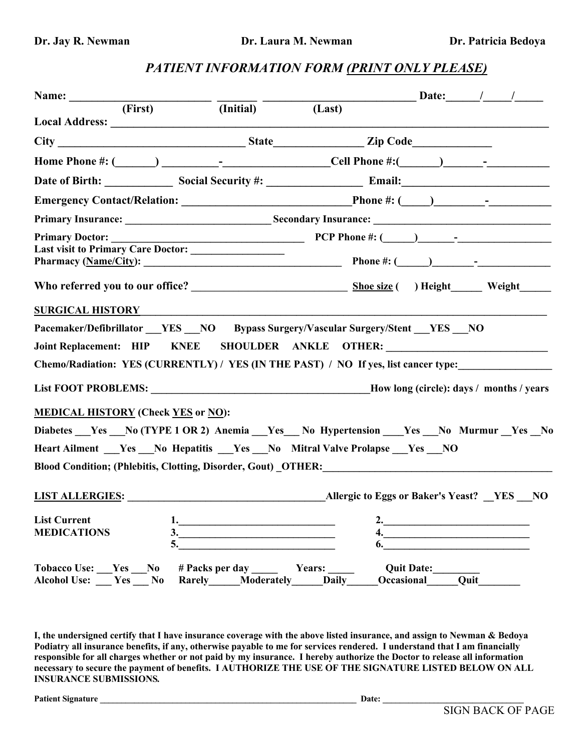**Dr. Jay R. Newman** **Dr. Laura M. Newman** **Dr. Patricia Bedoya**

## *PATIENT INFORMATION FORM (PRINT ONLY PLEASE)*

**Name: ________________________ _______ __________________________ Date:______/_____/_____**
**(First) (Initial) (Last)**

**Local Address: ______________________________________________________________________________**

**City _________________________________ State________________ Zip Code______________**

**Home Phone #: (_______) _________-__________________Cell Phone #:(_______)_______-___________**

**Date of Birth: ____________ Social Security #: _________________ Email:___________________________**

**Emergency Contact/Relation: ______________________________Phone #: (_____)_________-___________**

**Primary Insurance: ___________________________ Secondary Insurance: _________________________________**

**Primary Doctor: ____________________________________ PCP Phone #: (______)_______-_________________**

**Last visit to Primary Care Doctor: _________________**

**Pharmacy (Name/City): ______________________________________ Phone #: (______)________-______________**

**Who referred you to our office? _____________________________ Shoe size ( ) Height______ Weight______**

**SURGICAL HISTORY**

**Pacemaker/Defibrillator ___YES ___NO Bypass Surgery/Vascular Surgery/Stent ___YES ___NO**

**Joint Replacement: HIP KNEE SHOULDER ANKLE OTHER: _______________________________**

**Chemo/Radiation: YES (CURRENTLY) / YES (IN THE PAST) / NO If yes, list cancer type:_________________**

**List FOOT PROBLEMS: __________________________________________How long (circle): days / months / years**

**MEDICAL HISTORY (Check YES or NO):**

**Diabetes ___Yes ___No (TYPE 1 OR 2) Anemia ___Yes___ No Hypertension ____Yes ___No Murmur __Yes __No**

**Heart Ailment ___Yes ___No Hepatitis ___Yes ___No Mitral Valve Prolapse ___Yes ___NO**

**Blood Condition; (Phlebitis, Clotting, Disorder, Gout) _OTHER:____________________________________________**

**LIST ALLERGIES: ______________________________________Allergic to Eggs or Baker's Yeast? __YES ___NO**

**List Current MEDICATIONS**

**1.______________________________ 2.____________________________**
**3.______________________________ 4.____________________________**
**5.______________________________ 6.____________________________**

**Tobacco Use: ___Yes ___No # Packs per day _____ Years: _____ Quit Date:_________**
**Alcohol Use: ___ Yes ___ No Rarely______Moderately______Daily______Occasional______Quit________**

**I, the undersigned certify that I have insurance coverage with the above listed insurance, and assign to Newman & Bedoya Podiatry all insurance benefits, if any, otherwise payable to me for services rendered. I understand that I am financially responsible for all charges whether or not paid by my insurance. I hereby authorize the Doctor to release all information necessary to secure the payment of benefits. I AUTHORIZE THE USE OF THE SIGNATURE LISTED BELOW ON ALL INSURANCE SUBMISSIONS.**

**Patient Signature ___________________________________________________________ Date: ______________________________**

SIGN BACK OF PAGE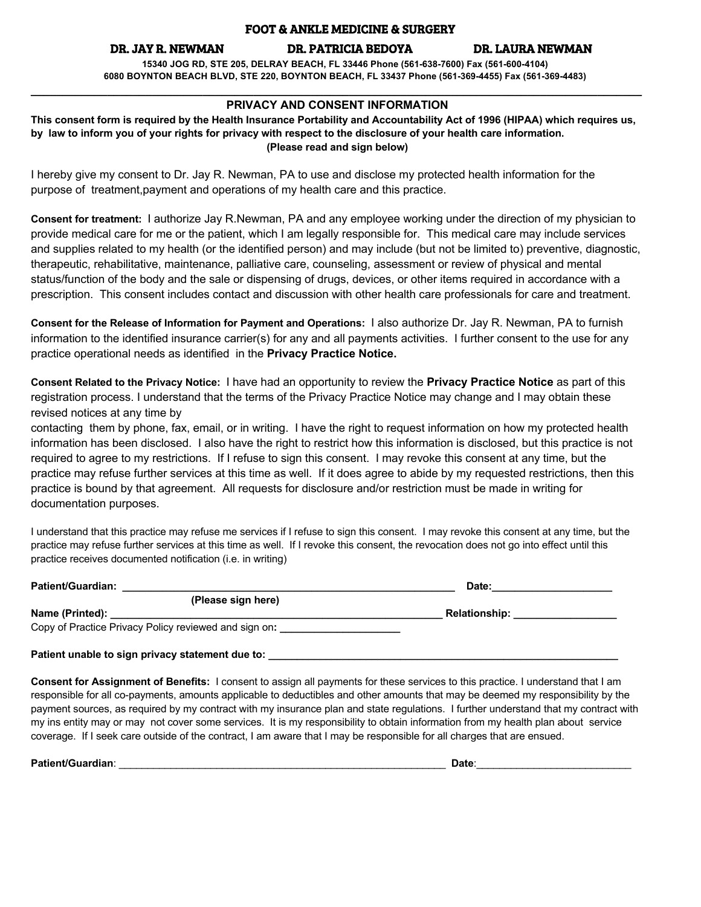# FOOT & ANKLE MEDICINE & SURGERY

**DR. JAY R. NEWMAN** **DR. PATRICIA BEDOYA** **DR. LAURA NEWMAN**

**15340 JOG RD, STE 205, DELRAY BEACH, FL 33446 Phone (561-638-7600) Fax (561-600-4104)**
**6080 BOYNTON BEACH BLVD, STE 220, BOYNTON BEACH, FL 33437 Phone (561-369-4455) Fax (561-369-4483)**

---

## PRIVACY AND CONSENT INFORMATION

**This consent form is required by the Health Insurance Portability and Accountability Act of 1996 (HIPAA) which requires us, by law to inform you of your rights for privacy with respect to the disclosure of your health care information.**
**(Please read and sign below)**

I hereby give my consent to Dr. Jay R. Newman, PA to use and disclose my protected health information for the purpose of treatment,payment and operations of my health care and this practice.

**Consent for treatment:** I authorize Jay R.Newman, PA and any employee working under the direction of my physician to provide medical care for me or the patient, which I am legally responsible for. This medical care may include services and supplies related to my health (or the identified person) and may include (but not be limited to) preventive, diagnostic, therapeutic, rehabilitative, maintenance, palliative care, counseling, assessment or review of physical and mental status/function of the body and the sale or dispensing of drugs, devices, or other items required in accordance with a prescription. This consent includes contact and discussion with other health care professionals for care and treatment.

**Consent for the Release of Information for Payment and Operations:** I also authorize Dr. Jay R. Newman, PA to furnish information to the identified insurance carrier(s) for any and all payments activities. I further consent to the use for any practice operational needs as identified in the **Privacy Practice Notice.**

**Consent Related to the Privacy Notice:** I have had an opportunity to review the **Privacy Practice Notice** as part of this registration process. I understand that the terms of the Privacy Practice Notice may change and I may obtain these revised notices at any time by
contacting them by phone, fax, email, or in writing. I have the right to request information on how my protected health information has been disclosed. I also have the right to restrict how this information is disclosed, but this practice is not required to agree to my restrictions. If I refuse to sign this consent. I may revoke this consent at any time, but the practice may refuse further services at this time as well. If it does agree to abide by my requested restrictions, then this practice is bound by that agreement. All requests for disclosure and/or restriction must be made in writing for documentation purposes.

I understand that this practice may refuse me services if I refuse to sign this consent. I may revoke this consent at any time, but the practice may refuse further services at this time as well. If I revoke this consent, the revocation does not go into effect until this practice receives documented notification (i.e. in writing)

**Patient/Guardian:** ____________________________________________ **Date:**____________________
**(Please sign here)**
**Name (Printed):** ____________________________________________ **Relationship:** ________________
Copy of Practice Privacy Policy reviewed and sign on**:** ____________________

**Patient unable to sign privacy statement due to:** ____________________________________________

**Consent for Assignment of Benefits:** I consent to assign all payments for these services to this practice. I understand that I am responsible for all co-payments, amounts applicable to deductibles and other amounts that may be deemed my responsibility by the payment sources, as required by my contract with my insurance plan and state regulations. I further understand that my contract with my ins entity may or may not cover some services. It is my responsibility to obtain information from my health plan about service coverage. If I seek care outside of the contract, I am aware that I may be responsible for all charges that are ensued.

**Patient/Guardian**: ____________________________________________ **Date**:____________________